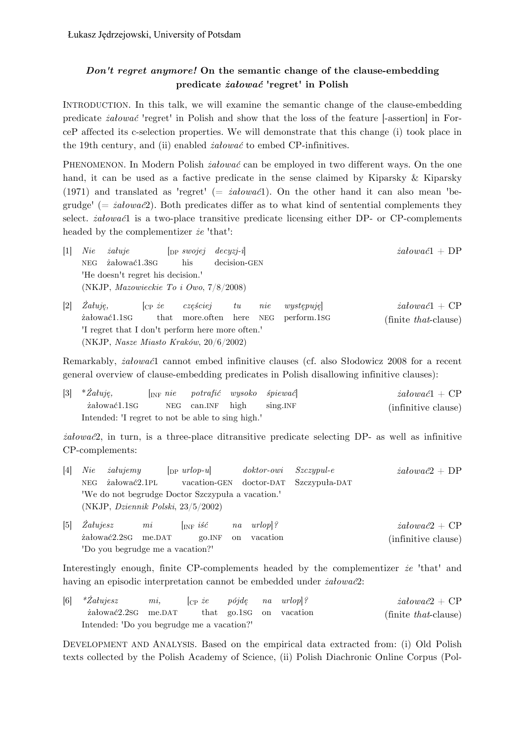Łukasz Jędrzejowski, University of Potsdam

## ***Don't regret anymore!*** **On the semantic change of the clause-embedding predicate *żałować* 'regret' in Polish**

INTRODUCTION. In this talk, we will examine the semantic change of the clause-embedding predicate *żałować* 'regret' in Polish and show that the loss of the feature [-assertion] in ForceP affected its c-selection properties. We will demonstrate that this change (i) took place in the 19th century, and (ii) enabled *żałować* to embed CP-infinitives.

PHENOMENON. In Modern Polish *żałować* can be employed in two different ways. On the one hand, it can be used as a factive predicate in the sense claimed by Kiparsky & Kiparsky (1971) and translated as 'regret' (= *żałować*1). On the other hand it can also mean 'begrudge' (= *żałować*2). Both predicates differ as to what kind of sentential complements they select. *żałować*1 is a two-place transitive predicate licensing either DP- or CP-complements headed by the complementizer *że* 'that':

[1] *Nie* *żałuje* [DP *swojej* *decyzj-i*] — *żałować*1 + DP
NEG żałować1.3SG his decision-GEN
'He doesn't regret his decision.'
(NKJP, *Mazowieckie To i Owo*, 7/8/2008)

[2] *Żałuję,* [CP *że* *częściej* *tu* *nie* *występuję*] — *żałować*1 + CP (finite *that*-clause)
żałować1.1SG that more.often here NEG perform.1SG
'I regret that I don't perform here more often.'
(NKJP, *Nasze Miasto Kraków*, 20/6/2002)

Remarkably, *żałować*1 cannot embed infinitive clauses (cf. also Słodowicz 2008 for a recent general overview of clause-embedding predicates in Polish disallowing infinitive clauses):

[3] **Żałuję,* [INF *nie* *potrafić* *wysoko* *śpiewać*] — *żałować*1 + CP (infinitive clause)
żałować1.1SG NEG can.INF high sing.INF
Intended: 'I regret to not be able to sing high.'

*żałować*2, in turn, is a three-place ditransitive predicate selecting DP- as well as infinitive CP-complements:

[4] *Nie* *żałujemy* [DP *urlop-u*] *doktor-owi* *Szczypul-e* — *żałować*2 + DP
NEG żałować2.1PL vacation-GEN doctor-DAT Szczypuła-DAT
'We do not begrudge Doctor Szczypuła a vacation.'
(NKJP, *Dziennik Polski*, 23/5/2002)

[5] *Żałujesz* *mi* [INF *iść* *na* *urlop*]*?* — *żałować*2 + CP (infinitive clause)
żałować2.2SG me.DAT go.INF on vacation
'Do you begrudge me a vacation?'

Interestingly enough, finite CP-complements headed by the complementizer *że* 'that' and having an episodic interpretation cannot be embedded under *żałować*2:

[6] **Żałujesz* *mi,* [CP *że* *pójdę* *na* *urlop*]*?* — *żałować*2 + CP (finite *that*-clause)
żałować2.2SG me.DAT that go.1SG on vacation
Intended: 'Do you begrudge me a vacation?'

DEVELOPMENT AND ANALYSIS. Based on the empirical data extracted from: (i) Old Polish texts collected by the Polish Academy of Science, (ii) Polish Diachronic Online Corpus (Pol-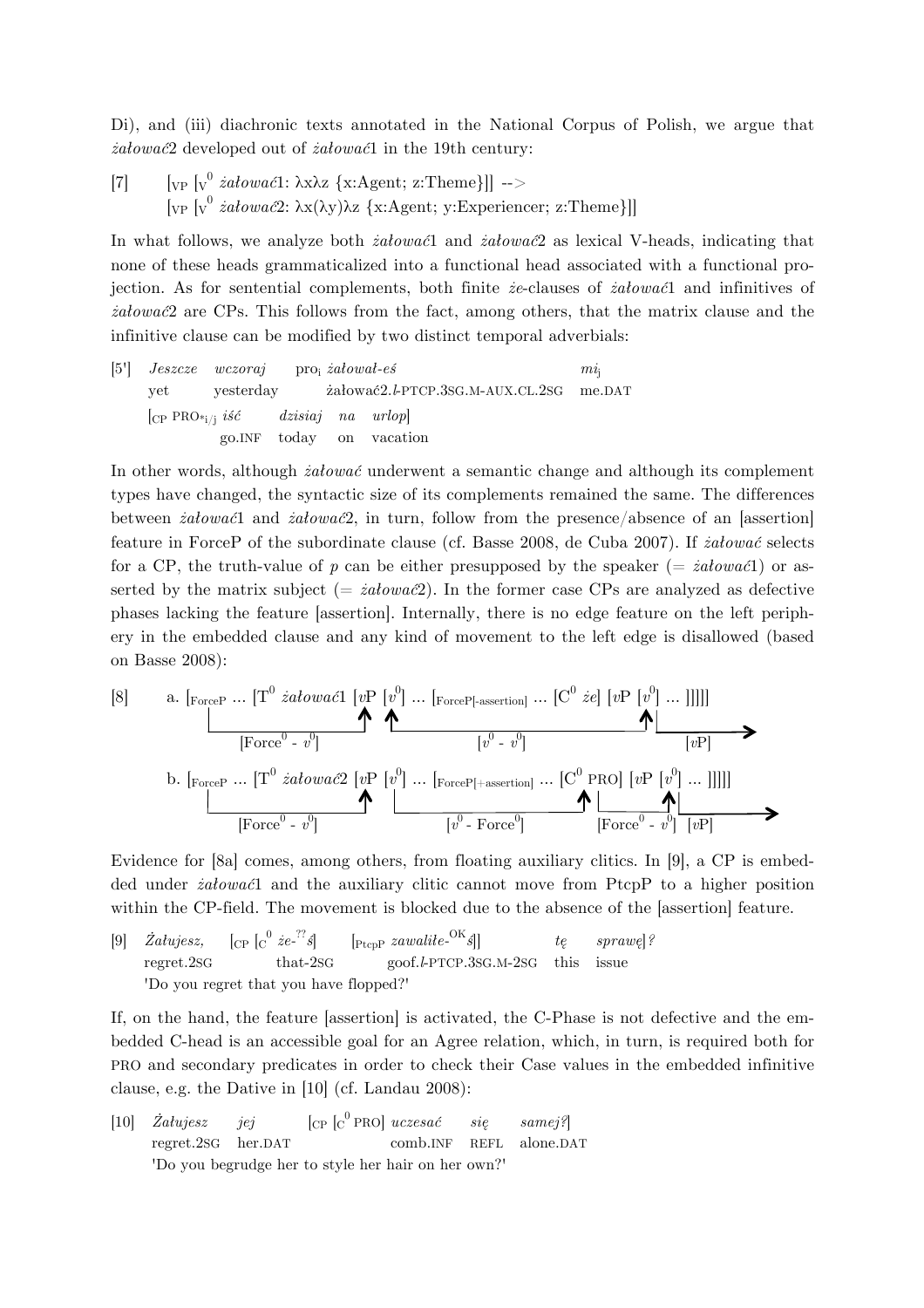Di), and (iii) diachronic texts annotated in the National Corpus of Polish, we argue that *żałować*2 developed out of *żałować*1 in the 19th century:

[7] [$_{VP}$ [$_{V}^{0}$ *żałować*1: λxλz {x:Agent; z:Theme}]] -->
[$_{VP}$ [$_{V}^{0}$ *żałować*2: λx(λy)λz {x:Agent; y:Experiencer; z:Theme}]]

In what follows, we analyze both *żałować*1 and *żałować*2 as lexical V-heads, indicating that none of these heads grammaticalized into a functional head associated with a functional projection. As for sentential complements, both finite *że*-clauses of *żałować*1 and infinitives of *żałować*2 are CPs. This follows from the fact, among others, that the matrix clause and the infinitive clause can be modified by two distinct temporal adverbials:

[5'] *Jeszcze wczoraj* pro$_i$ *żałował-eś* *mi*$_j$
yet yesterday żałować2.*l*-PTCP.3SG.M-AUX.CL.2SG me.DAT
[$_{CP}$ PRO$_{*i/j}$ *iść* *dzisiaj na urlop*]
go.INF today on vacation

In other words, although *żałować* underwent a semantic change and although its complement types have changed, the syntactic size of its complements remained the same. The differences between *żałować*1 and *żałować*2, in turn, follow from the presence/absence of an [assertion] feature in ForceP of the subordinate clause (cf. Basse 2008, de Cuba 2007). If *żałować* selects for a CP, the truth-value of *p* can be either presupposed by the speaker (= *żałować*1) or asserted by the matrix subject (= *żałować*2). In the former case CPs are analyzed as defective phases lacking the feature [assertion]. Internally, there is no edge feature on the left periphery in the embedded clause and any kind of movement to the left edge is disallowed (based on Basse 2008):

[8] a. [$_{ForceP}$ ... [T$^0$ *żałować*1 [*v*P [*v*$^0$] ... [$_{ForceP[-assertion]}$ ... [C$^0$ *że*] [*v*P [*v*$^0$] ... ]]]]]
[Force$^0$ - *v*$^0$] [*v*$^0$ - *v*$^0$] [*v*P]

b. [$_{ForceP}$ ... [T$^0$ *żałować*2 [*v*P [*v*$^0$] ... [$_{ForceP[+assertion]}$ ... [C$^0$ PRO] [*v*P [*v*$^0$] ... ]]]]]
[Force$^0$ - *v*$^0$] [*v*$^0$ - Force$^0$] [Force$^0$ - *v*$^0$] [*v*P]

Evidence for [8a] comes, among others, from floating auxiliary clitics. In [9], a CP is embedded under *żałować*1 and the auxiliary clitic cannot move from PtcpP to a higher position within the CP-field. The movement is blocked due to the absence of the [assertion] feature.

[9] *Żałujesz,* [$_{CP}$ [$_{C}^{0}$ *że-*$^{??}$*ś*] [$_{PtcpP}$ *zawalite-*$^{OK}$*ś*]] *tę sprawę*]*?*
regret.2SG that-2SG goof.*l*-PTCP.3SG.M-2SG this issue
'Do you regret that you have flopped?'

If, on the hand, the feature [assertion] is activated, the C-Phase is not defective and the embedded C-head is an accessible goal for an Agree relation, which, in turn, is required both for PRO and secondary predicates in order to check their Case values in the embedded infinitive clause, e.g. the Dative in [10] (cf. Landau 2008):

[10] *Żałujesz jej* [$_{CP}$ [$_{C}^{0}$ PRO] *uczesać się samej?*]
regret.2SG her.DAT comb.INF REFL alone.DAT
'Do you begrudge her to style her hair on her own?'